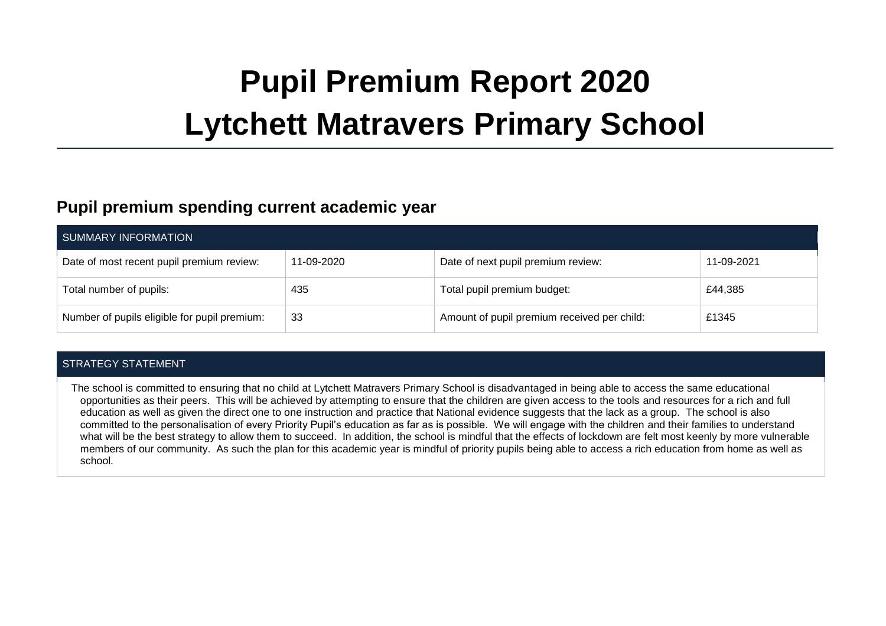# Pupil Premium Report 2020
# Lytchett Matravers Primary School

## Pupil premium spending current academic year

| SUMMARY INFORMATION | | | |
|---|---|---|---|
| Date of most recent pupil premium review: | 11-09-2020 | Date of next pupil premium review: | 11-09-2021 |
| Total number of pupils: | 435 | Total pupil premium budget: | £44,385 |
| Number of pupils eligible for pupil premium: | 33 | Amount of pupil premium received per child: | £1345 |

| STRATEGY STATEMENT |
|---|
| The school is committed to ensuring that no child at Lytchett Matravers Primary School is disadvantaged in being able to access the same educational opportunities as their peers. This will be achieved by attempting to ensure that the children are given access to the tools and resources for a rich and full education as well as given the direct one to one instruction and practice that National evidence suggests that the lack as a group. The school is also committed to the personalisation of every Priority Pupil's education as far as is possible. We will engage with the children and their families to understand what will be the best strategy to allow them to succeed. In addition, the school is mindful that the effects of lockdown are felt most keenly by more vulnerable members of our community. As such the plan for this academic year is mindful of priority pupils being able to access a rich education from home as well as school. |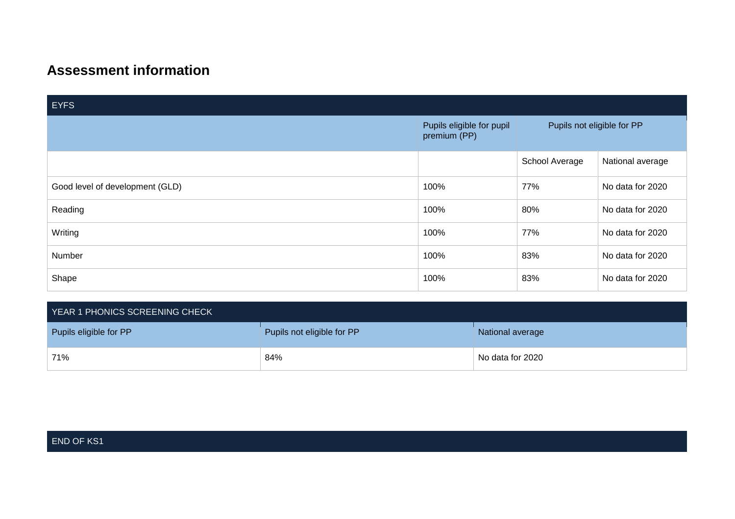## Assessment information

| EYFS | | | |
|---|---|---|---|
| | Pupils eligible for pupil premium (PP) | Pupils not eligible for PP | |
| | | School Average | National average |
| Good level of development (GLD) | 100% | 77% | No data for 2020 |
| Reading | 100% | 80% | No data for 2020 |
| Writing | 100% | 77% | No data for 2020 |
| Number | 100% | 83% | No data for 2020 |
| Shape | 100% | 83% | No data for 2020 |

| YEAR 1 PHONICS SCREENING CHECK | | |
|---|---|---|
| Pupils eligible for PP | Pupils not eligible for PP | National average |
| 71% | 84% | No data for 2020 |

| END OF KS1 |
|---|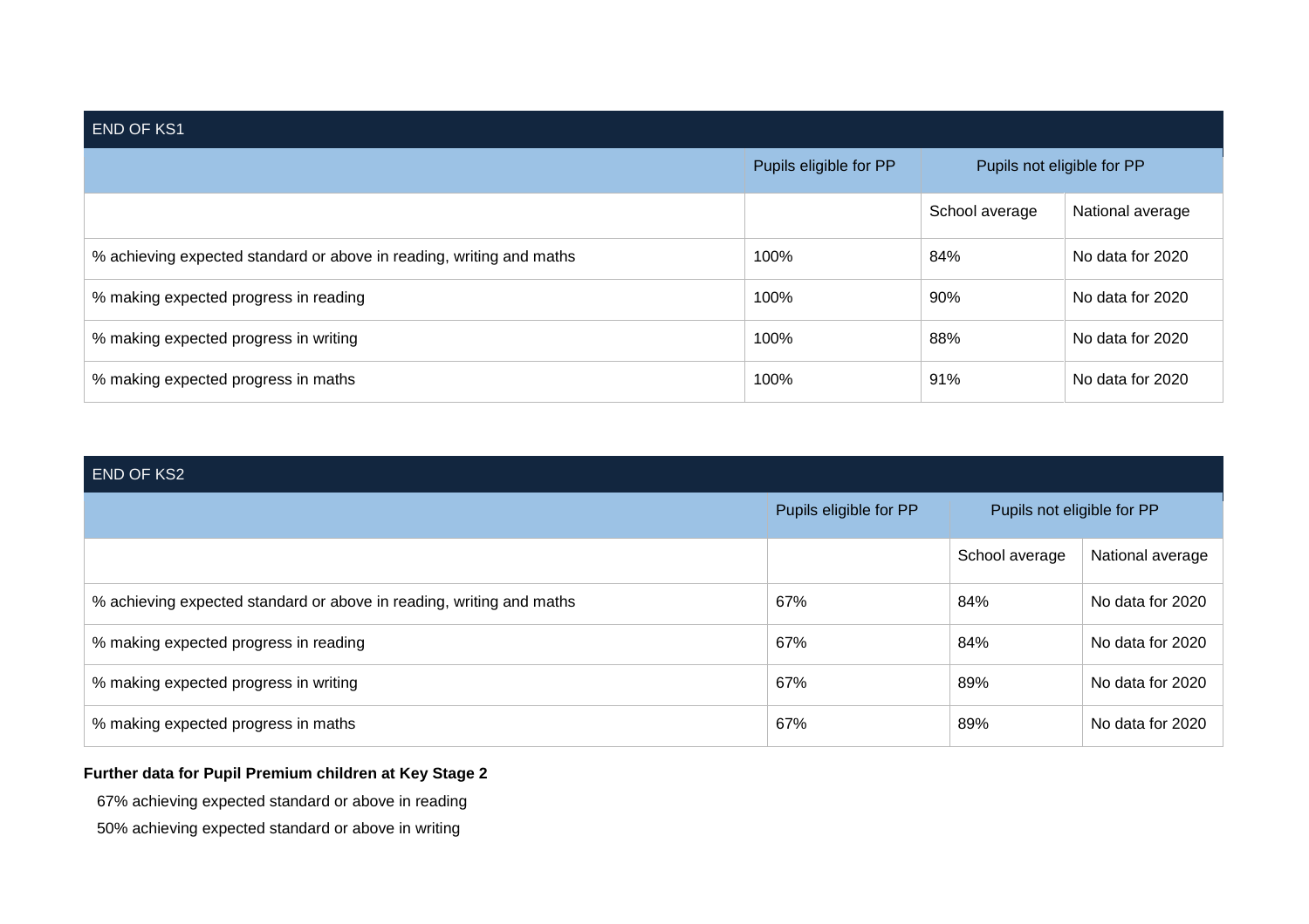| END OF KS1 | | | |
|---|---|---|---|
| | Pupils eligible for PP | Pupils not eligible for PP | |
| | | School average | National average |
| % achieving expected standard or above in reading, writing and maths | 100% | 84% | No data for 2020 |
| % making expected progress in reading | 100% | 90% | No data for 2020 |
| % making expected progress in writing | 100% | 88% | No data for 2020 |
| % making expected progress in maths | 100% | 91% | No data for 2020 |

| END OF KS2 | | | |
|---|---|---|---|
| | Pupils eligible for PP | Pupils not eligible for PP | |
| | | School average | National average |
| % achieving expected standard or above in reading, writing and maths | 67% | 84% | No data for 2020 |
| % making expected progress in reading | 67% | 84% | No data for 2020 |
| % making expected progress in writing | 67% | 89% | No data for 2020 |
| % making expected progress in maths | 67% | 89% | No data for 2020 |

**Further data for Pupil Premium children at Key Stage 2**

67% achieving expected standard or above in reading

50% achieving expected standard or above in writing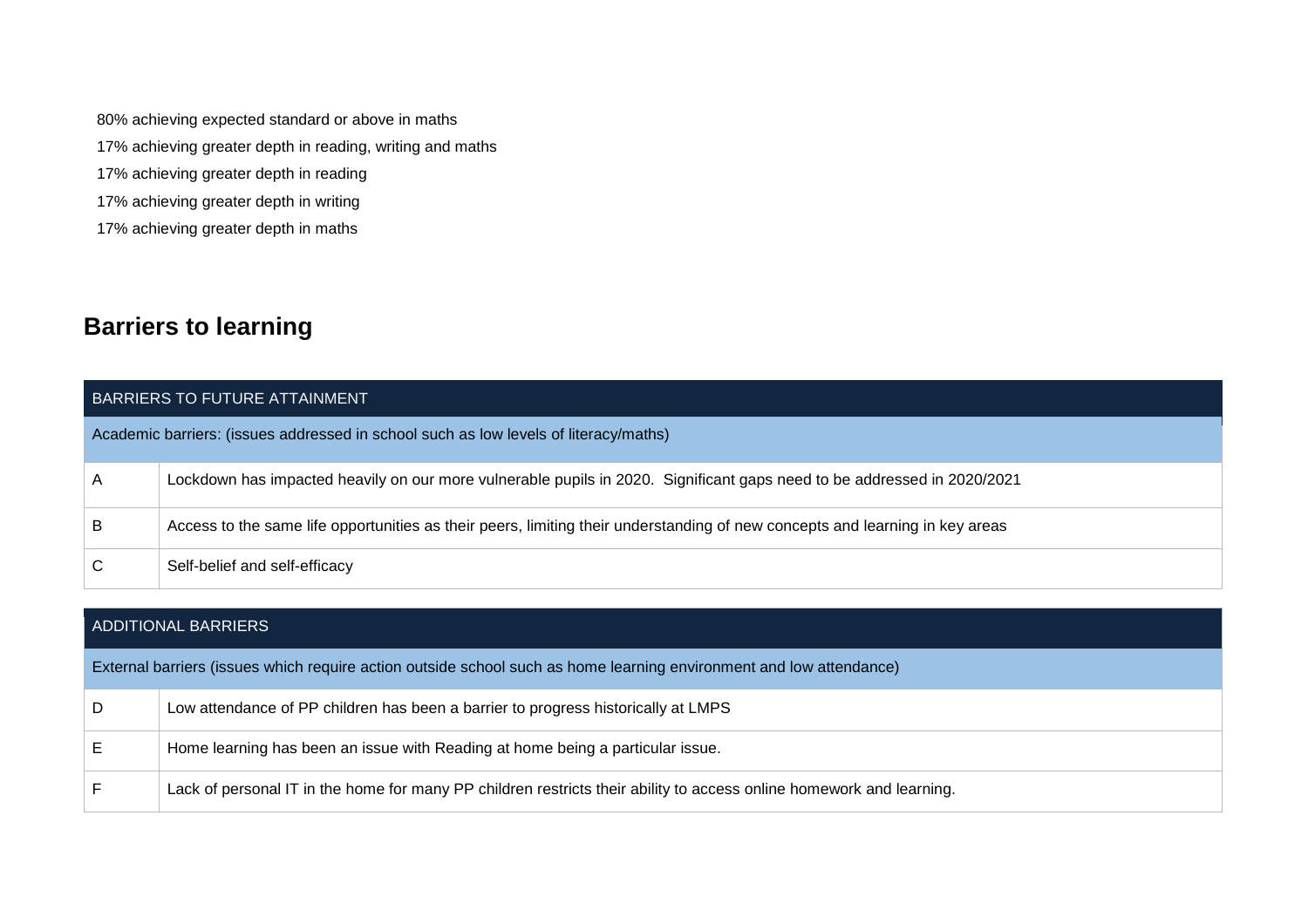80% achieving expected standard or above in maths

17% achieving greater depth in reading, writing and maths

17% achieving greater depth in reading

17% achieving greater depth in writing

17% achieving greater depth in maths

## Barriers to learning

| BARRIERS TO FUTURE ATTAINMENT | |
|---|---|
| Academic barriers: (issues addressed in school such as low levels of literacy/maths) | |
| A | Lockdown has impacted heavily on our more vulnerable pupils in 2020. Significant gaps need to be addressed in 2020/2021 |
| B | Access to the same life opportunities as their peers, limiting their understanding of new concepts and learning in key areas |
| C | Self-belief and self-efficacy |

| ADDITIONAL BARRIERS | |
|---|---|
| External barriers (issues which require action outside school such as home learning environment and low attendance) | |
| D | Low attendance of PP children has been a barrier to progress historically at LMPS |
| E | Home learning has been an issue with Reading at home being a particular issue. |
| F | Lack of personal IT in the home for many PP children restricts their ability to access online homework and learning. |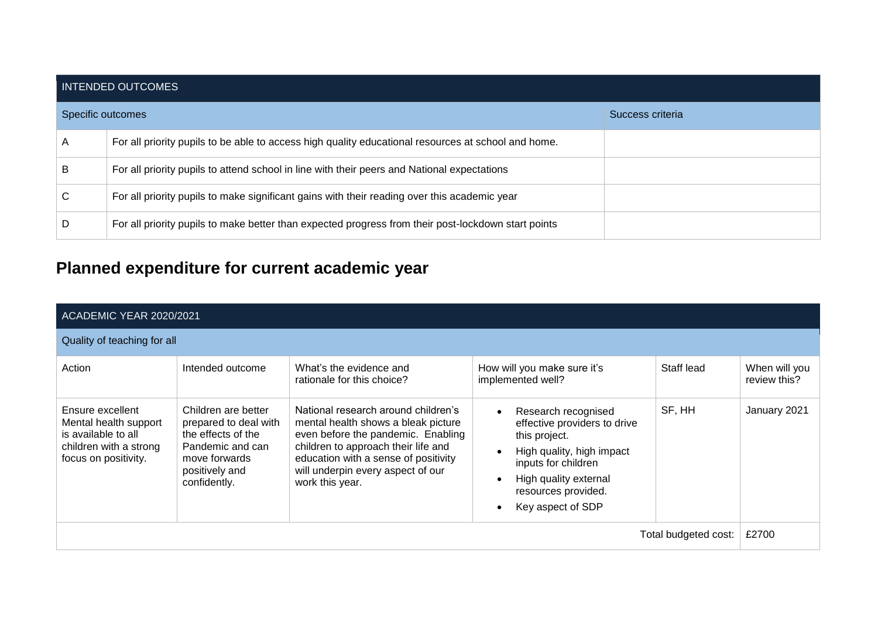| INTENDED OUTCOMES | | |
|---|---|---|
| Specific outcomes | | Success criteria |
| A | For all priority pupils to be able to access high quality educational resources at school and home. | |
| B | For all priority pupils to attend school in line with their peers and National expectations | |
| C | For all priority pupils to make significant gains with their reading over this academic year | |
| D | For all priority pupils to make better than expected progress from their post-lockdown start points | |

## Planned expenditure for current academic year

| ACADEMIC YEAR 2020/2021 | | | | | |
|---|---|---|---|---|---|
| Quality of teaching for all | | | | | |
| Action | Intended outcome | What's the evidence and rationale for this choice? | How will you make sure it's implemented well? | Staff lead | When will you review this? |
| Ensure excellent Mental health support is available to all children with a strong focus on positivity. | Children are better prepared to deal with the effects of the Pandemic and can move forwards positively and confidently. | National research around children's mental health shows a bleak picture even before the pandemic. Enabling children to approach their life and education with a sense of positivity will underpin every aspect of our work this year. | • Research recognised effective providers to drive this project.<br>• High quality, high impact inputs for children<br>• High quality external resources provided.<br>• Key aspect of SDP | SF, HH | January 2021 |
| | | | | Total budgeted cost: | £2700 |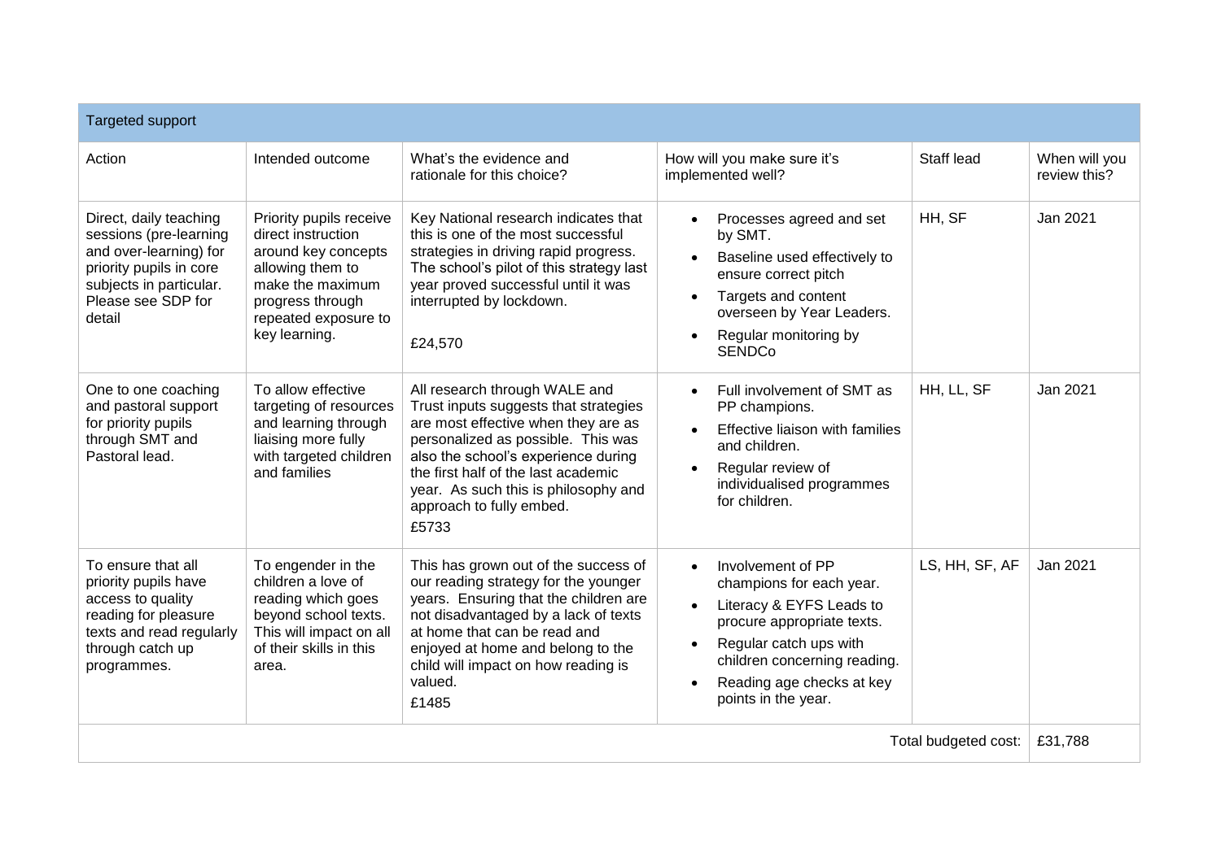| Targeted support | | | | | |
|---|---|---|---|---|---|
| Action | Intended outcome | What's the evidence and rationale for this choice? | How will you make sure it's implemented well? | Staff lead | When will you review this? |
| Direct, daily teaching sessions (pre-learning and over-learning) for priority pupils in core subjects in particular. Please see SDP for detail | Priority pupils receive direct instruction around key concepts allowing them to make the maximum progress through repeated exposure to key learning. | Key National research indicates that this is one of the most successful strategies in driving rapid progress. The school's pilot of this strategy last year proved successful until it was interrupted by lockdown.<br><br>£24,570 | • Processes agreed and set by SMT.<br>• Baseline used effectively to ensure correct pitch<br>• Targets and content overseen by Year Leaders.<br>• Regular monitoring by SENDCo | HH, SF | Jan 2021 |
| One to one coaching and pastoral support for priority pupils through SMT and Pastoral lead. | To allow effective targeting of resources and learning through liaising more fully with targeted children and families | All research through WALE and Trust inputs suggests that strategies are most effective when they are as personalized as possible. This was also the school's experience during the first half of the last academic year. As such this is philosophy and approach to fully embed.<br>£5733 | • Full involvement of SMT as PP champions.<br>• Effective liaison with families and children.<br>• Regular review of individualised programmes for children. | HH, LL, SF | Jan 2021 |
| To ensure that all priority pupils have access to quality reading for pleasure texts and read regularly through catch up programmes. | To engender in the children a love of reading which goes beyond school texts. This will impact on all of their skills in this area. | This has grown out of the success of our reading strategy for the younger years. Ensuring that the children are not disadvantaged by a lack of texts at home that can be read and enjoyed at home and belong to the child will impact on how reading is valued.<br>£1485 | • Involvement of PP champions for each year.<br>• Literacy & EYFS Leads to procure appropriate texts.<br>• Regular catch ups with children concerning reading.<br>• Reading age checks at key points in the year. | LS, HH, SF, AF | Jan 2021 |
| | | | | Total budgeted cost: | £31,788 |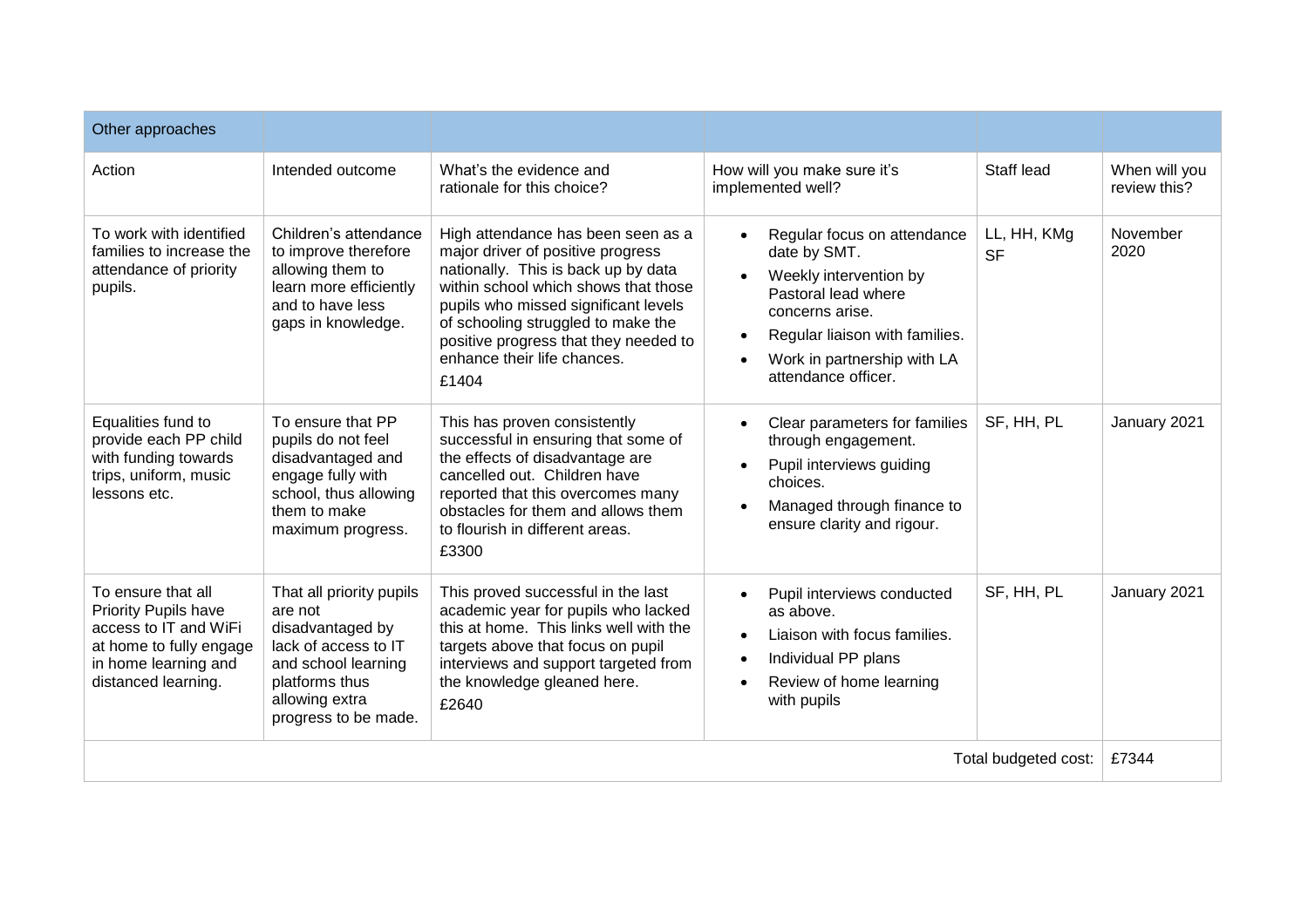| Other approaches | | | | | |
|---|---|---|---|---|---|
| Action | Intended outcome | What's the evidence and rationale for this choice? | How will you make sure it's implemented well? | Staff lead | When will you review this? |
| To work with identified families to increase the attendance of priority pupils. | Children's attendance to improve therefore allowing them to learn more efficiently and to have less gaps in knowledge. | High attendance has been seen as a major driver of positive progress nationally. This is back up by data within school which shows that those pupils who missed significant levels of schooling struggled to make the positive progress that they needed to enhance their life chances.<br>£1404 | • Regular focus on attendance date by SMT.<br>• Weekly intervention by Pastoral lead where concerns arise.<br>• Regular liaison with families.<br>• Work in partnership with LA attendance officer. | LL, HH, KMg SF | November 2020 |
| Equalities fund to provide each PP child with funding towards trips, uniform, music lessons etc. | To ensure that PP pupils do not feel disadvantaged and engage fully with school, thus allowing them to make maximum progress. | This has proven consistently successful in ensuring that some of the effects of disadvantage are cancelled out. Children have reported that this overcomes many obstacles for them and allows them to flourish in different areas.<br>£3300 | • Clear parameters for families through engagement.<br>• Pupil interviews guiding choices.<br>• Managed through finance to ensure clarity and rigour. | SF, HH, PL | January 2021 |
| To ensure that all Priority Pupils have access to IT and WiFi at home to fully engage in home learning and distanced learning. | That all priority pupils are not disadvantaged by lack of access to IT and school learning platforms thus allowing extra progress to be made. | This proved successful in the last academic year for pupils who lacked this at home. This links well with the targets above that focus on pupil interviews and support targeted from the knowledge gleaned here.<br>£2640 | • Pupil interviews conducted as above.<br>• Liaison with focus families.<br>• Individual PP plans<br>• Review of home learning with pupils | SF, HH, PL | January 2021 |
| | | | | Total budgeted cost: | £7344 |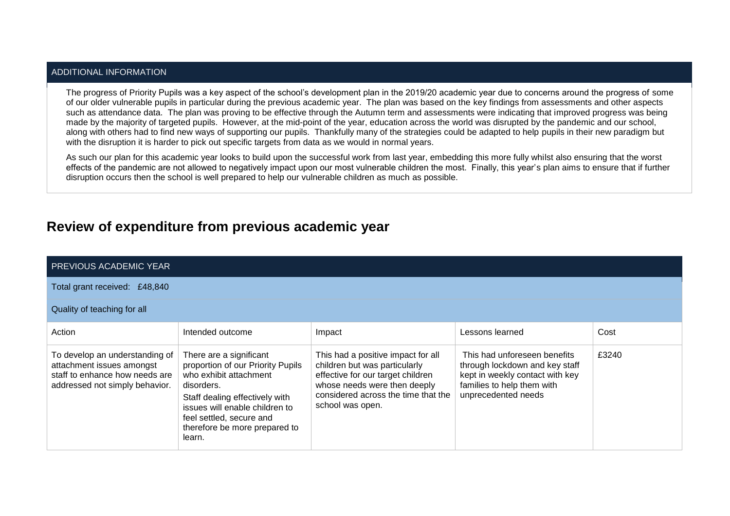| ADDITIONAL INFORMATION |
|---|
| The progress of Priority Pupils was a key aspect of the school's development plan in the 2019/20 academic year due to concerns around the progress of some of our older vulnerable pupils in particular during the previous academic year. The plan was based on the key findings from assessments and other aspects such as attendance data. The plan was proving to be effective through the Autumn term and assessments were indicating that improved progress was being made by the majority of targeted pupils. However, at the mid-point of the year, education across the world was disrupted by the pandemic and our school, along with others had to find new ways of supporting our pupils. Thankfully many of the strategies could be adapted to help pupils in their new paradigm but with the disruption it is harder to pick out specific targets from data as we would in normal years.<br><br>As such our plan for this academic year looks to build upon the successful work from last year, embedding this more fully whilst also ensuring that the worst effects of the pandemic are not allowed to negatively impact upon our most vulnerable children the most. Finally, this year's plan aims to ensure that if further disruption occurs then the school is well prepared to help our vulnerable children as much as possible. |

## Review of expenditure from previous academic year

| PREVIOUS ACADEMIC YEAR | | | | |
|---|---|---|---|---|
| Total grant received: £48,840 | | | | |
| Quality of teaching for all | | | | |
| Action | Intended outcome | Impact | Lessons learned | Cost |
| To develop an understanding of attachment issues amongst staff to enhance how needs are addressed not simply behavior. | There are a significant proportion of our Priority Pupils who exhibit attachment disorders.<br>Staff dealing effectively with issues will enable children to feel settled, secure and therefore be more prepared to learn. | This had a positive impact for all children but was particularly effective for our target children whose needs were then deeply considered across the time that the school was open. | This had unforeseen benefits through lockdown and key staff kept in weekly contact with key families to help them with unprecedented needs | £3240 |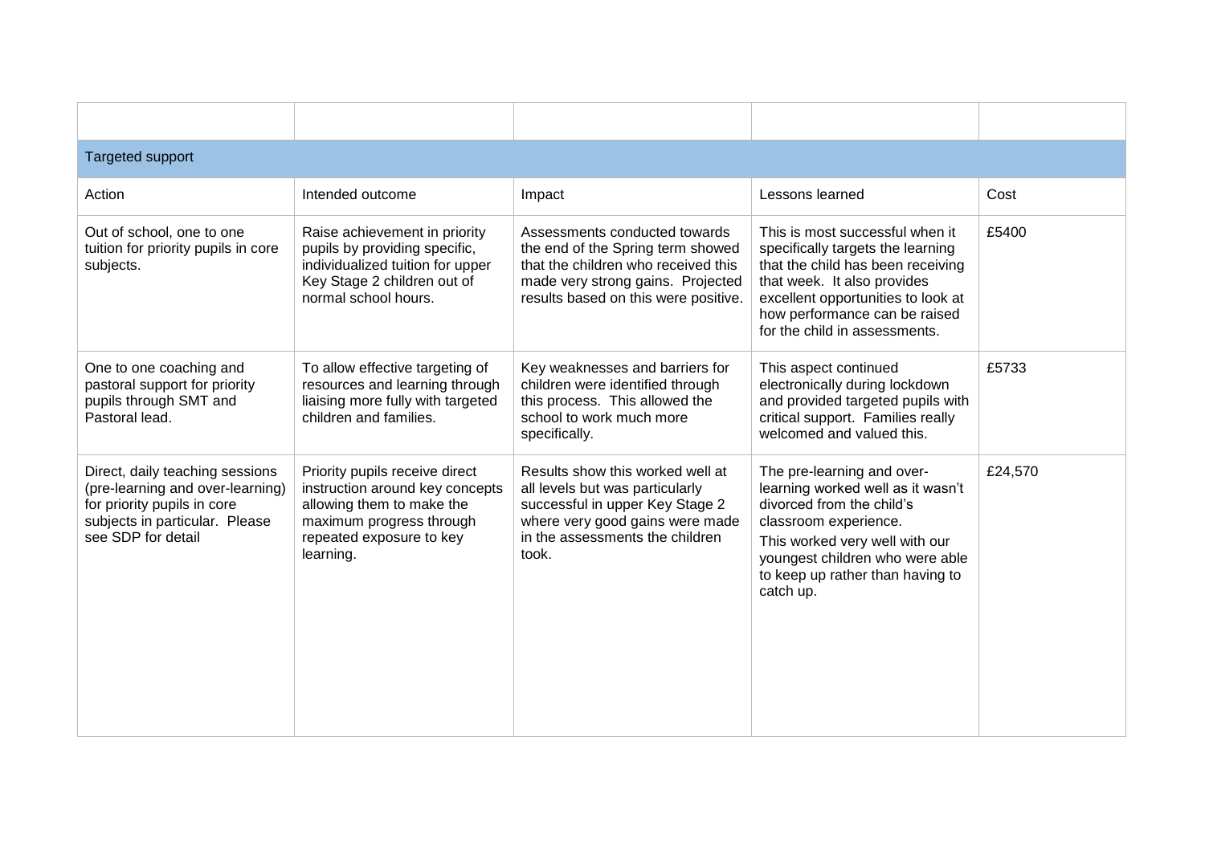| | | | | |
|---|---|---|---|---|
| Targeted support | | | | |
| Action | Intended outcome | Impact | Lessons learned | Cost |
| Out of school, one to one tuition for priority pupils in core subjects. | Raise achievement in priority pupils by providing specific, individualized tuition for upper Key Stage 2 children out of normal school hours. | Assessments conducted towards the end of the Spring term showed that the children who received this made very strong gains. Projected results based on this were positive. | This is most successful when it specifically targets the learning that the child has been receiving that week. It also provides excellent opportunities to look at how performance can be raised for the child in assessments. | £5400 |
| One to one coaching and pastoral support for priority pupils through SMT and Pastoral lead. | To allow effective targeting of resources and learning through liaising more fully with targeted children and families. | Key weaknesses and barriers for children were identified through this process. This allowed the school to work much more specifically. | This aspect continued electronically during lockdown and provided targeted pupils with critical support. Families really welcomed and valued this. | £5733 |
| Direct, daily teaching sessions (pre-learning and over-learning) for priority pupils in core subjects in particular. Please see SDP for detail | Priority pupils receive direct instruction around key concepts allowing them to make the maximum progress through repeated exposure to key learning. | Results show this worked well at all levels but was particularly successful in upper Key Stage 2 where very good gains were made in the assessments the children took. | The pre-learning and over-learning worked well as it wasn't divorced from the child's classroom experience.<br>This worked very well with our youngest children who were able to keep up rather than having to catch up. | £24,570 |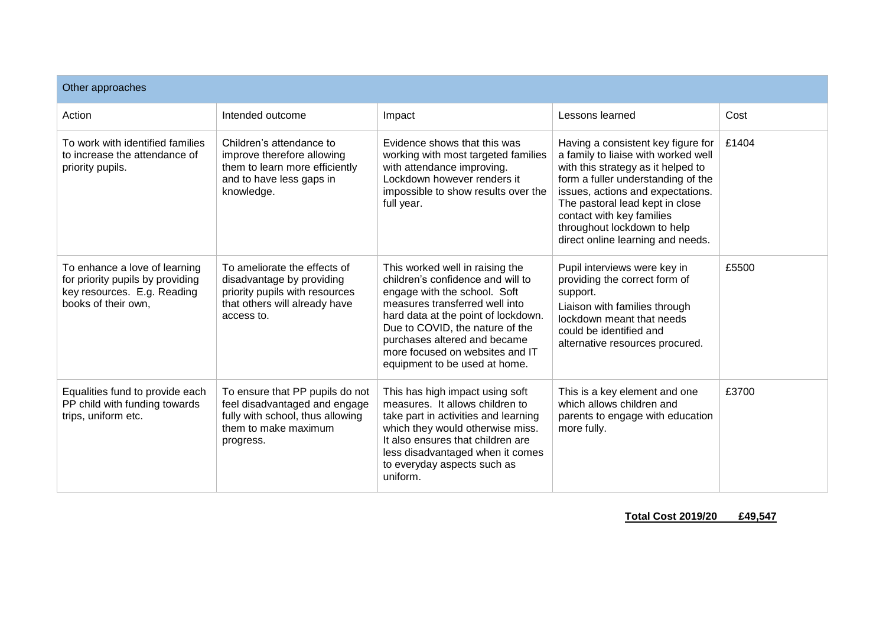| Other approaches | | | | |
| --- | --- | --- | --- | --- |
| Action | Intended outcome | Impact | Lessons learned | Cost |
| To work with identified families to increase the attendance of priority pupils. | Children's attendance to improve therefore allowing them to learn more efficiently and to have less gaps in knowledge. | Evidence shows that this was working with most targeted families with attendance improving. Lockdown however renders it impossible to show results over the full year. | Having a consistent key figure for a family to liaise with worked well with this strategy as it helped to form a fuller understanding of the issues, actions and expectations. The pastoral lead kept in close contact with key families throughout lockdown to help direct online learning and needs. | £1404 |
| To enhance a love of learning for priority pupils by providing key resources. E.g. Reading books of their own, | To ameliorate the effects of disadvantage by providing priority pupils with resources that others will already have access to. | This worked well in raising the children's confidence and will to engage with the school. Soft measures transferred well into hard data at the point of lockdown. Due to COVID, the nature of the purchases altered and became more focused on websites and IT equipment to be used at home. | Pupil interviews were key in providing the correct form of support.<br>Liaison with families through lockdown meant that needs could be identified and alternative resources procured. | £5500 |
| Equalities fund to provide each PP child with funding towards trips, uniform etc. | To ensure that PP pupils do not feel disadvantaged and engage fully with school, thus allowing them to make maximum progress. | This has high impact using soft measures. It allows children to take part in activities and learning which they would otherwise miss. It also ensures that children are less disadvantaged when it comes to everyday aspects such as uniform. | This is a key element and one which allows children and parents to engage with education more fully. | £3700 |

**Total Cost 2019/20 £49,547**